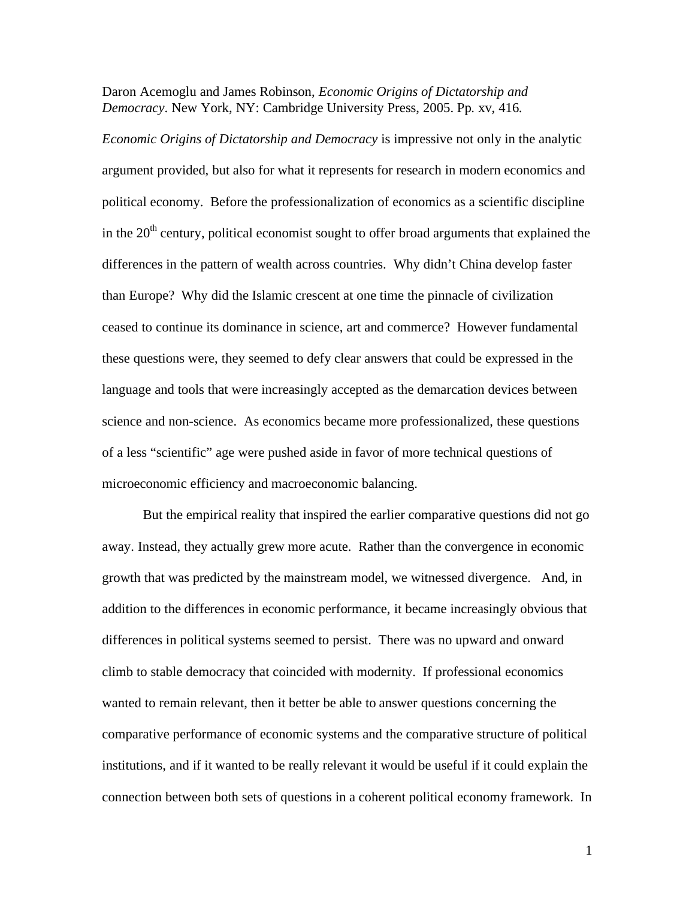Daron Acemoglu and James Robinson, *Economic Origins of Dictatorship and Democracy*. New York, NY: Cambridge University Press, 2005. Pp. xv, 416.

*Economic Origins of Dictatorship and Democracy* is impressive not only in the analytic argument provided, but also for what it represents for research in modern economics and political economy. Before the professionalization of economics as a scientific discipline in the 20th century, political economist sought to offer broad arguments that explained the differences in the pattern of wealth across countries. Why didn't China develop faster than Europe? Why did the Islamic crescent at one time the pinnacle of civilization ceased to continue its dominance in science, art and commerce? However fundamental these questions were, they seemed to defy clear answers that could be expressed in the language and tools that were increasingly accepted as the demarcation devices between science and non-science. As economics became more professionalized, these questions of a less "scientific" age were pushed aside in favor of more technical questions of microeconomic efficiency and macroeconomic balancing.

But the empirical reality that inspired the earlier comparative questions did not go away. Instead, they actually grew more acute. Rather than the convergence in economic growth that was predicted by the mainstream model, we witnessed divergence. And, in addition to the differences in economic performance, it became increasingly obvious that differences in political systems seemed to persist. There was no upward and onward climb to stable democracy that coincided with modernity. If professional economics wanted to remain relevant, then it better be able to answer questions concerning the comparative performance of economic systems and the comparative structure of political institutions, and if it wanted to be really relevant it would be useful if it could explain the connection between both sets of questions in a coherent political economy framework. In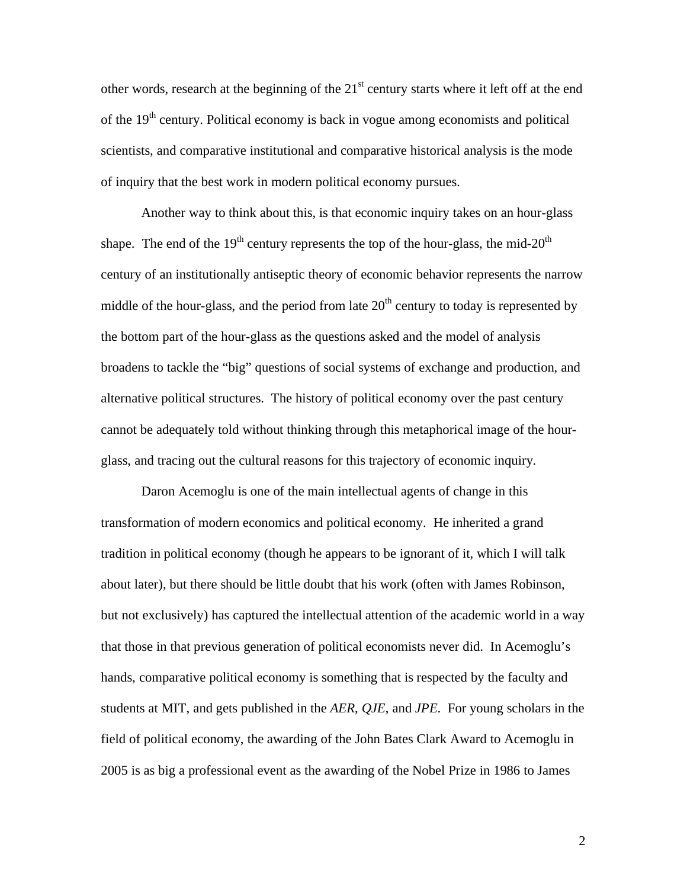other words, research at the beginning of the 21st century starts where it left off at the end of the 19th century. Political economy is back in vogue among economists and political scientists, and comparative institutional and comparative historical analysis is the mode of inquiry that the best work in modern political economy pursues.

Another way to think about this, is that economic inquiry takes on an hour-glass shape. The end of the 19th century represents the top of the hour-glass, the mid-20th century of an institutionally antiseptic theory of economic behavior represents the narrow middle of the hour-glass, and the period from late 20th century to today is represented by the bottom part of the hour-glass as the questions asked and the model of analysis broadens to tackle the "big" questions of social systems of exchange and production, and alternative political structures. The history of political economy over the past century cannot be adequately told without thinking through this metaphorical image of the hour-glass, and tracing out the cultural reasons for this trajectory of economic inquiry.

Daron Acemoglu is one of the main intellectual agents of change in this transformation of modern economics and political economy. He inherited a grand tradition in political economy (though he appears to be ignorant of it, which I will talk about later), but there should be little doubt that his work (often with James Robinson, but not exclusively) has captured the intellectual attention of the academic world in a way that those in that previous generation of political economists never did. In Acemoglu's hands, comparative political economy is something that is respected by the faculty and students at MIT, and gets published in the *AER*, *QJE*, and *JPE*. For young scholars in the field of political economy, the awarding of the John Bates Clark Award to Acemoglu in 2005 is as big a professional event as the awarding of the Nobel Prize in 1986 to James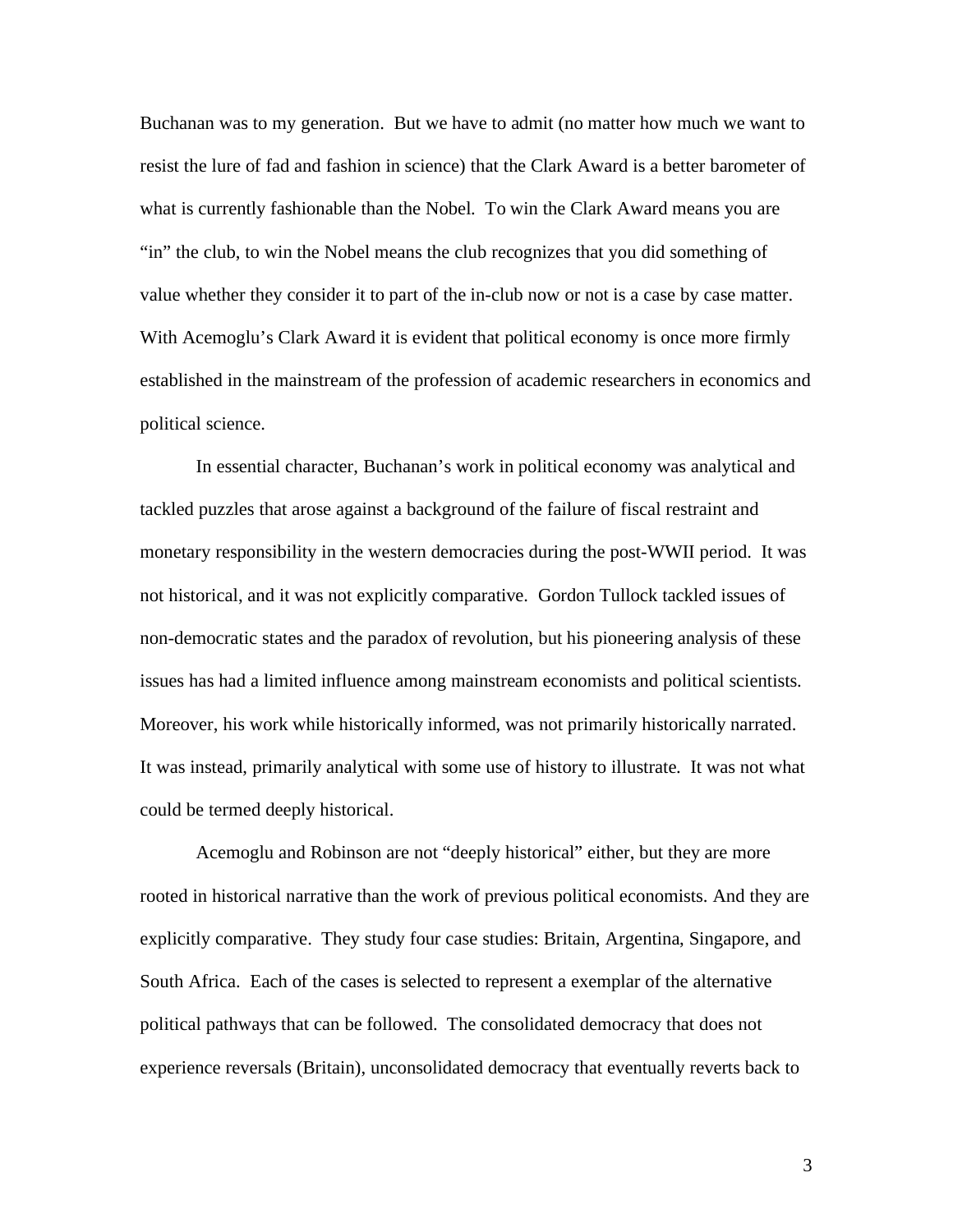Buchanan was to my generation. But we have to admit (no matter how much we want to resist the lure of fad and fashion in science) that the Clark Award is a better barometer of what is currently fashionable than the Nobel. To win the Clark Award means you are "in" the club, to win the Nobel means the club recognizes that you did something of value whether they consider it to part of the in-club now or not is a case by case matter. With Acemoglu's Clark Award it is evident that political economy is once more firmly established in the mainstream of the profession of academic researchers in economics and political science.

In essential character, Buchanan's work in political economy was analytical and tackled puzzles that arose against a background of the failure of fiscal restraint and monetary responsibility in the western democracies during the post-WWII period. It was not historical, and it was not explicitly comparative. Gordon Tullock tackled issues of non-democratic states and the paradox of revolution, but his pioneering analysis of these issues has had a limited influence among mainstream economists and political scientists. Moreover, his work while historically informed, was not primarily historically narrated. It was instead, primarily analytical with some use of history to illustrate. It was not what could be termed deeply historical.

Acemoglu and Robinson are not "deeply historical" either, but they are more rooted in historical narrative than the work of previous political economists. And they are explicitly comparative. They study four case studies: Britain, Argentina, Singapore, and South Africa. Each of the cases is selected to represent a exemplar of the alternative political pathways that can be followed. The consolidated democracy that does not experience reversals (Britain), unconsolidated democracy that eventually reverts back to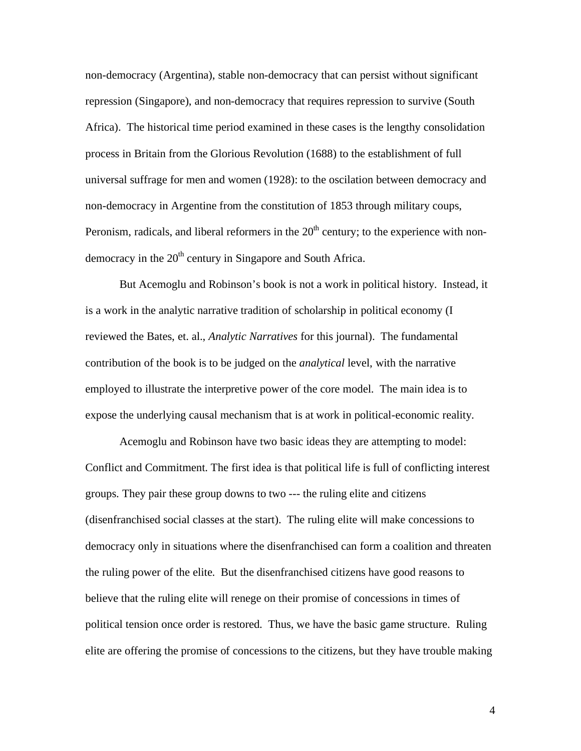non-democracy (Argentina), stable non-democracy that can persist without significant repression (Singapore), and non-democracy that requires repression to survive (South Africa). The historical time period examined in these cases is the lengthy consolidation process in Britain from the Glorious Revolution (1688) to the establishment of full universal suffrage for men and women (1928): to the oscilation between democracy and non-democracy in Argentine from the constitution of 1853 through military coups, Peronism, radicals, and liberal reformers in the 20th century; to the experience with non-democracy in the 20th century in Singapore and South Africa.

But Acemoglu and Robinson's book is not a work in political history. Instead, it is a work in the analytic narrative tradition of scholarship in political economy (I reviewed the Bates, et. al., *Analytic Narratives* for this journal). The fundamental contribution of the book is to be judged on the *analytical* level, with the narrative employed to illustrate the interpretive power of the core model. The main idea is to expose the underlying causal mechanism that is at work in political-economic reality.

Acemoglu and Robinson have two basic ideas they are attempting to model: Conflict and Commitment. The first idea is that political life is full of conflicting interest groups. They pair these group downs to two --- the ruling elite and citizens (disenfranchised social classes at the start). The ruling elite will make concessions to democracy only in situations where the disenfranchised can form a coalition and threaten the ruling power of the elite. But the disenfranchised citizens have good reasons to believe that the ruling elite will renege on their promise of concessions in times of political tension once order is restored. Thus, we have the basic game structure. Ruling elite are offering the promise of concessions to the citizens, but they have trouble making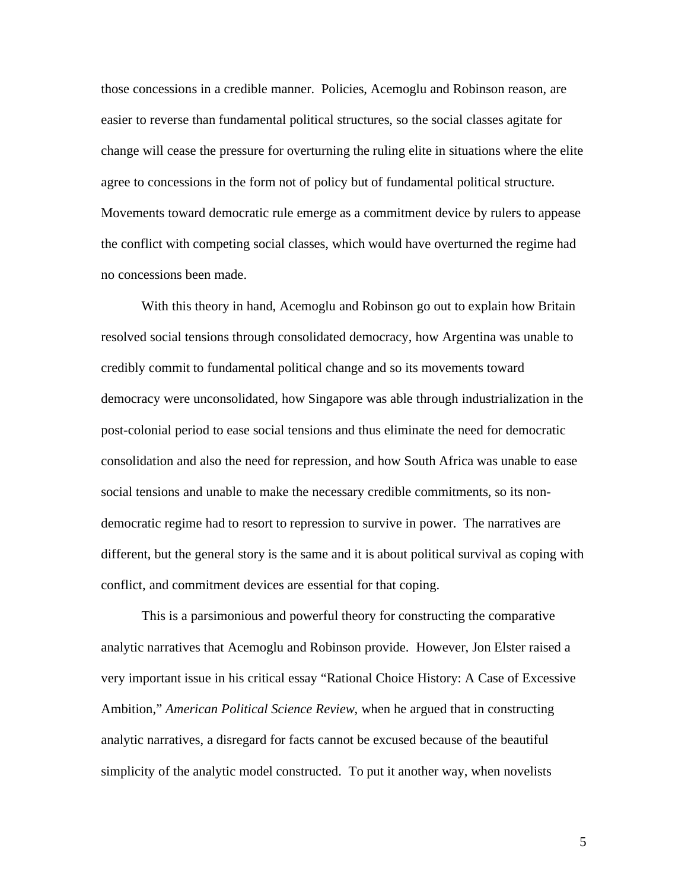those concessions in a credible manner. Policies, Acemoglu and Robinson reason, are easier to reverse than fundamental political structures, so the social classes agitate for change will cease the pressure for overturning the ruling elite in situations where the elite agree to concessions in the form not of policy but of fundamental political structure. Movements toward democratic rule emerge as a commitment device by rulers to appease the conflict with competing social classes, which would have overturned the regime had no concessions been made.

With this theory in hand, Acemoglu and Robinson go out to explain how Britain resolved social tensions through consolidated democracy, how Argentina was unable to credibly commit to fundamental political change and so its movements toward democracy were unconsolidated, how Singapore was able through industrialization in the post-colonial period to ease social tensions and thus eliminate the need for democratic consolidation and also the need for repression, and how South Africa was unable to ease social tensions and unable to make the necessary credible commitments, so its non-democratic regime had to resort to repression to survive in power. The narratives are different, but the general story is the same and it is about political survival as coping with conflict, and commitment devices are essential for that coping.

This is a parsimonious and powerful theory for constructing the comparative analytic narratives that Acemoglu and Robinson provide. However, Jon Elster raised a very important issue in his critical essay "Rational Choice History: A Case of Excessive Ambition," *American Political Science Review*, when he argued that in constructing analytic narratives, a disregard for facts cannot be excused because of the beautiful simplicity of the analytic model constructed. To put it another way, when novelists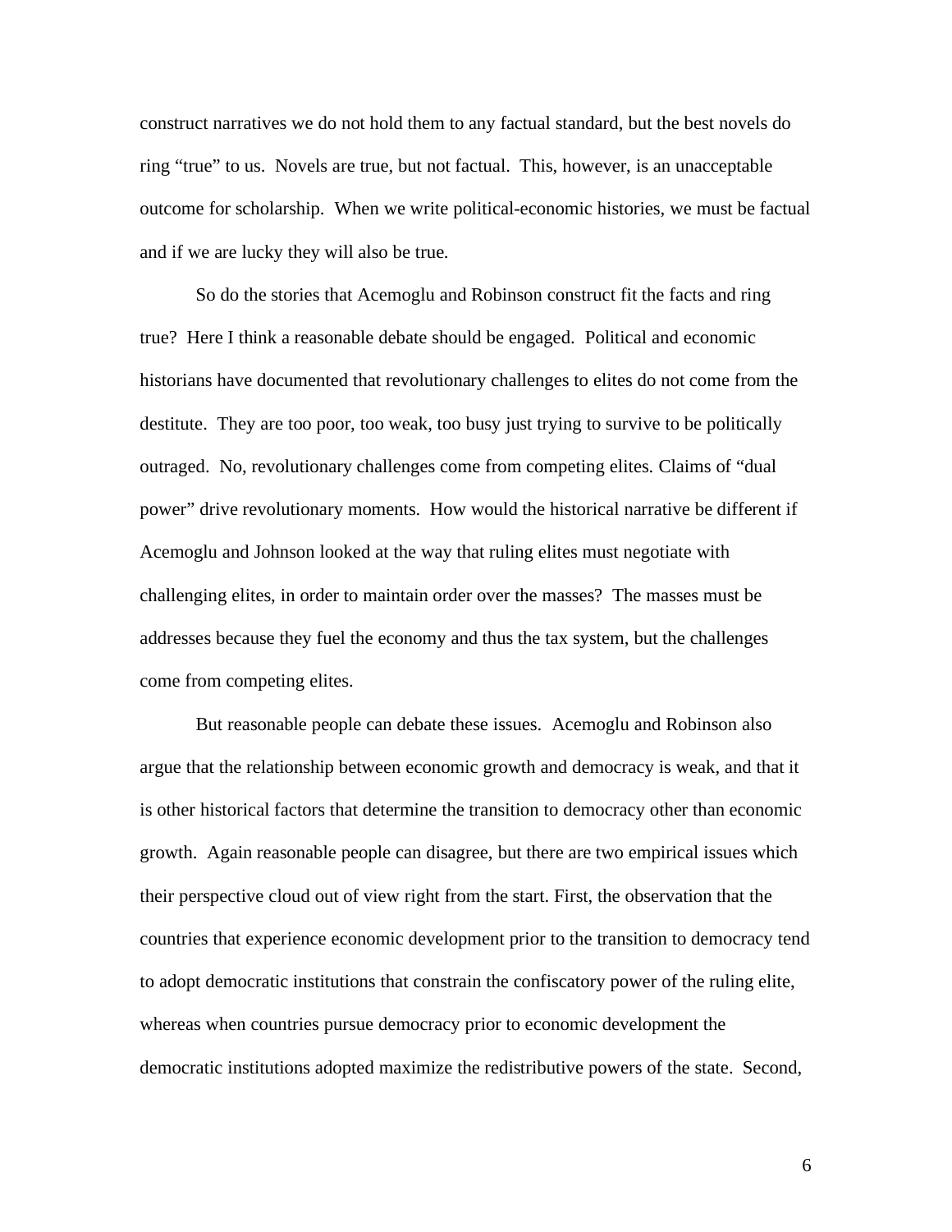construct narratives we do not hold them to any factual standard, but the best novels do ring “true” to us. Novels are true, but not factual. This, however, is an unacceptable outcome for scholarship. When we write political-economic histories, we must be factual and if we are lucky they will also be true.

So do the stories that Acemoglu and Robinson construct fit the facts and ring true? Here I think a reasonable debate should be engaged. Political and economic historians have documented that revolutionary challenges to elites do not come from the destitute. They are too poor, too weak, too busy just trying to survive to be politically outraged. No, revolutionary challenges come from competing elites. Claims of “dual power” drive revolutionary moments. How would the historical narrative be different if Acemoglu and Johnson looked at the way that ruling elites must negotiate with challenging elites, in order to maintain order over the masses? The masses must be addresses because they fuel the economy and thus the tax system, but the challenges come from competing elites.

But reasonable people can debate these issues. Acemoglu and Robinson also argue that the relationship between economic growth and democracy is weak, and that it is other historical factors that determine the transition to democracy other than economic growth. Again reasonable people can disagree, but there are two empirical issues which their perspective cloud out of view right from the start. First, the observation that the countries that experience economic development prior to the transition to democracy tend to adopt democratic institutions that constrain the confiscatory power of the ruling elite, whereas when countries pursue democracy prior to economic development the democratic institutions adopted maximize the redistributive powers of the state. Second,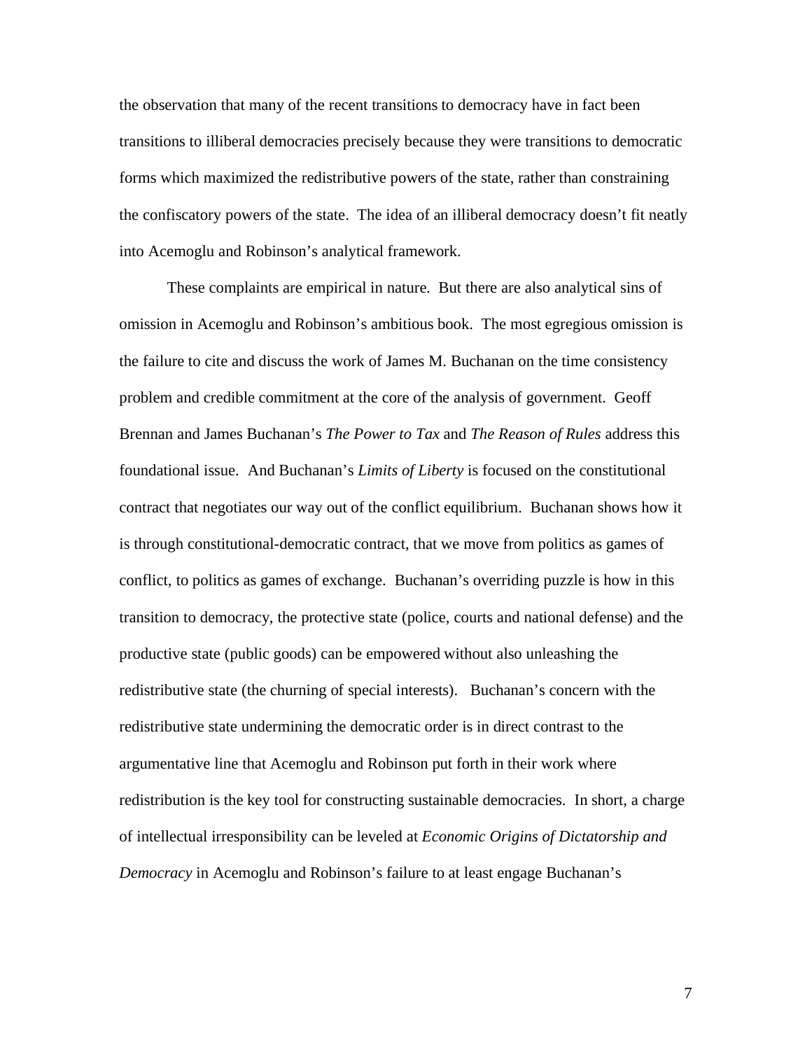the observation that many of the recent transitions to democracy have in fact been transitions to illiberal democracies precisely because they were transitions to democratic forms which maximized the redistributive powers of the state, rather than constraining the confiscatory powers of the state. The idea of an illiberal democracy doesn't fit neatly into Acemoglu and Robinson's analytical framework.

These complaints are empirical in nature. But there are also analytical sins of omission in Acemoglu and Robinson's ambitious book. The most egregious omission is the failure to cite and discuss the work of James M. Buchanan on the time consistency problem and credible commitment at the core of the analysis of government. Geoff Brennan and James Buchanan's *The Power to Tax* and *The Reason of Rules* address this foundational issue. And Buchanan's *Limits of Liberty* is focused on the constitutional contract that negotiates our way out of the conflict equilibrium. Buchanan shows how it is through constitutional-democratic contract, that we move from politics as games of conflict, to politics as games of exchange. Buchanan's overriding puzzle is how in this transition to democracy, the protective state (police, courts and national defense) and the productive state (public goods) can be empowered without also unleashing the redistributive state (the churning of special interests). Buchanan's concern with the redistributive state undermining the democratic order is in direct contrast to the argumentative line that Acemoglu and Robinson put forth in their work where redistribution is the key tool for constructing sustainable democracies. In short, a charge of intellectual irresponsibility can be leveled at *Economic Origins of Dictatorship and Democracy* in Acemoglu and Robinson's failure to at least engage Buchanan's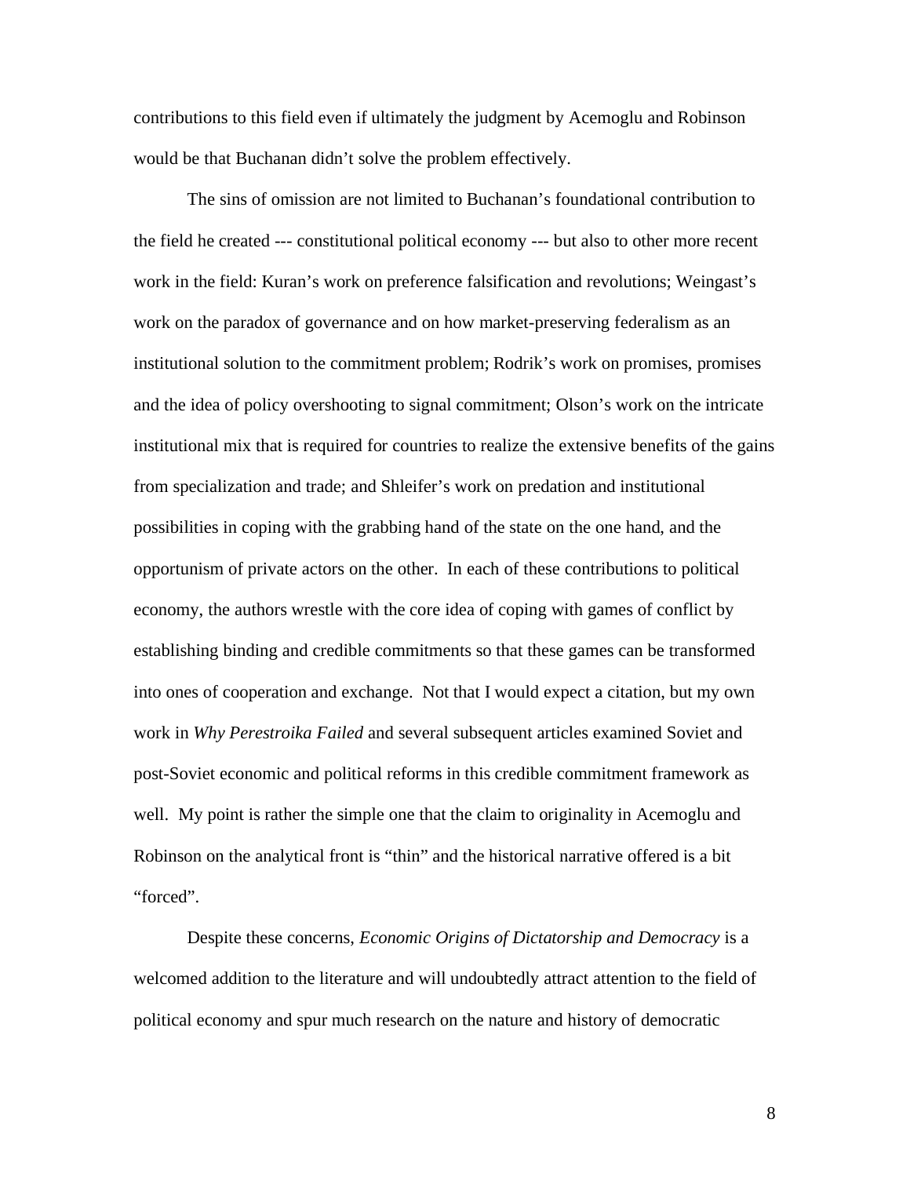contributions to this field even if ultimately the judgment by Acemoglu and Robinson would be that Buchanan didn't solve the problem effectively.

The sins of omission are not limited to Buchanan's foundational contribution to the field he created --- constitutional political economy --- but also to other more recent work in the field: Kuran's work on preference falsification and revolutions; Weingast's work on the paradox of governance and on how market-preserving federalism as an institutional solution to the commitment problem; Rodrik's work on promises, promises and the idea of policy overshooting to signal commitment; Olson's work on the intricate institutional mix that is required for countries to realize the extensive benefits of the gains from specialization and trade; and Shleifer's work on predation and institutional possibilities in coping with the grabbing hand of the state on the one hand, and the opportunism of private actors on the other. In each of these contributions to political economy, the authors wrestle with the core idea of coping with games of conflict by establishing binding and credible commitments so that these games can be transformed into ones of cooperation and exchange. Not that I would expect a citation, but my own work in *Why Perestroika Failed* and several subsequent articles examined Soviet and post-Soviet economic and political reforms in this credible commitment framework as well. My point is rather the simple one that the claim to originality in Acemoglu and Robinson on the analytical front is "thin" and the historical narrative offered is a bit "forced".

Despite these concerns, *Economic Origins of Dictatorship and Democracy* is a welcomed addition to the literature and will undoubtedly attract attention to the field of political economy and spur much research on the nature and history of democratic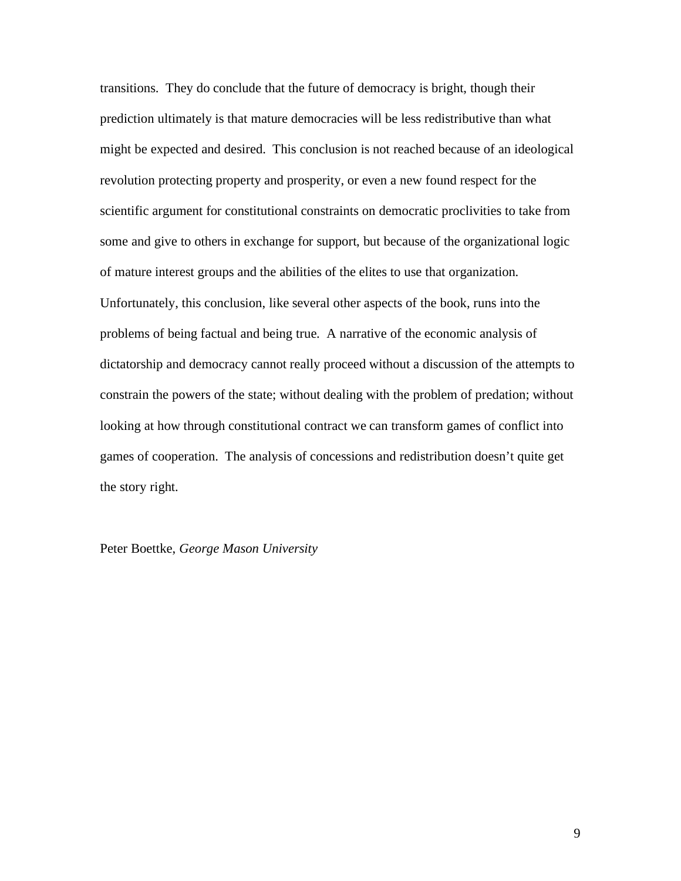transitions. They do conclude that the future of democracy is bright, though their prediction ultimately is that mature democracies will be less redistributive than what might be expected and desired. This conclusion is not reached because of an ideological revolution protecting property and prosperity, or even a new found respect for the scientific argument for constitutional constraints on democratic proclivities to take from some and give to others in exchange for support, but because of the organizational logic of mature interest groups and the abilities of the elites to use that organization. Unfortunately, this conclusion, like several other aspects of the book, runs into the problems of being factual and being true. A narrative of the economic analysis of dictatorship and democracy cannot really proceed without a discussion of the attempts to constrain the powers of the state; without dealing with the problem of predation; without looking at how through constitutional contract we can transform games of conflict into games of cooperation. The analysis of concessions and redistribution doesn't quite get the story right.

Peter Boettke, *George Mason University*